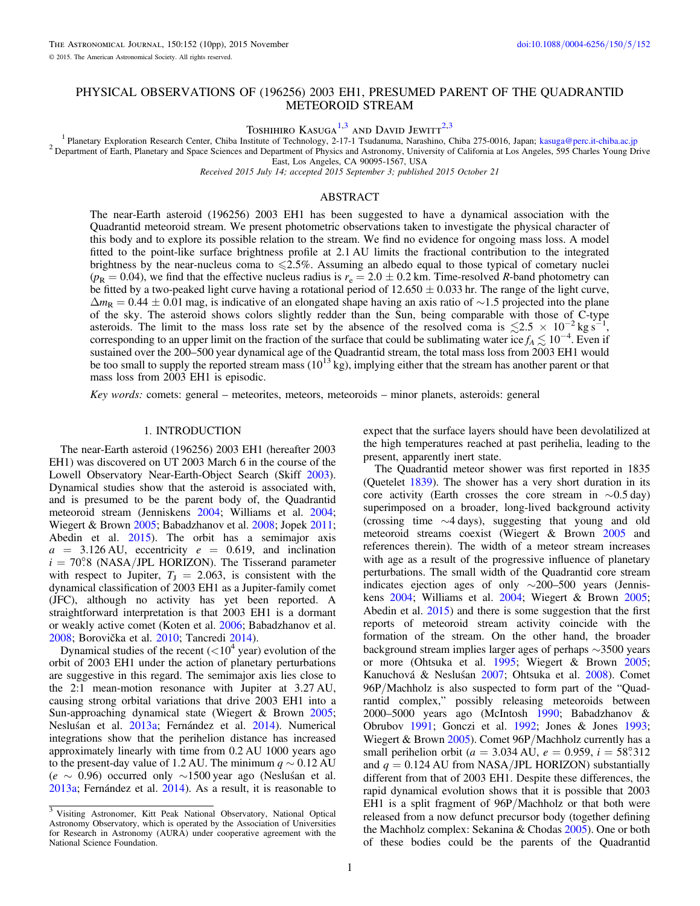# PHYSICAL OBSERVATIONS OF (196256) 2003 EH1, PRESUMED PARENT OF THE QUADRANTID METEOROID STREAM

Toshihiro Kasuga[1,3] and David Jewitt[2,3]

[1] Planetary Exploration Research Center, Chiba Institute of Technology, 2-17-1 Tsudanuma, Narashino, Chiba 275-0016, Japan; kasuga@perc.it-chiba.ac.jp

[2] Department of Earth, Planetary and Space Sciences and Department of Physics and Astronomy, University of California at Los Angeles, 595 Charles Young Drive East, Los Angeles, CA 90095-1567, USA

*Received 2015 July 14; accepted 2015 September 3; published 2015 October 21*

## ABSTRACT

The near-Earth asteroid (196256) 2003 EH1 has been suggested to have a dynamical association with the Quadrantid meteoroid stream. We present photometric observations taken to investigate the physical character of this body and to explore its possible relation to the stream. We find no evidence for ongoing mass loss. A model fitted to the point-like surface brightness profile at 2.1 AU limits the fractional contribution to the integrated brightness by the near-nucleus coma to $\leqslant 2.5\%$. Assuming an albedo equal to those typical of cometary nuclei ($p_R = 0.04$), we find that the effective nucleus radius is $r_e = 2.0 \pm 0.2$ km. Time-resolved *R*-band photometry can be fitted by a two-peaked light curve having a rotational period of $12.650 \pm 0.033$ hr. The range of the light curve, $\Delta m_R = 0.44 \pm 0.01$ mag, is indicative of an elongated shape having an axis ratio of ∼1.5 projected into the plane of the sky. The asteroid shows colors slightly redder than the Sun, being comparable with those of C-type asteroids. The limit to the mass loss rate set by the absence of the resolved coma is $\lesssim 2.5 \times 10^{-2}$ kg s$^{-1}$, corresponding to an upper limit on the fraction of the surface that could be sublimating water ice $f_A \lesssim 10^{-4}$. Even if sustained over the 200–500 year dynamical age of the Quadrantid stream, the total mass loss from 2003 EH1 would be too small to supply the reported stream mass ($10^{13}$ kg), implying either that the stream has another parent or that mass loss from 2003 EH1 is episodic.

*Key words:* comets: general – meteorites, meteors, meteoroids – minor planets, asteroids: general

## 1. INTRODUCTION

The near-Earth asteroid (196256) 2003 EH1 (hereafter 2003 EH1) was discovered on UT 2003 March 6 in the course of the Lowell Observatory Near-Earth-Object Search (Skiff 2003). Dynamical studies show that the asteroid is associated with, and is presumed to be the parent body of, the Quadrantid meteoroid stream (Jenniskens 2004; Williams et al. 2004; Wiegert & Brown 2005; Babadzhanov et al. 2008; Jopek 2011; Abedin et al. 2015). The orbit has a semimajor axis $a = 3.126$ AU, eccentricity $e = 0.619$, and inclination $i = 70^{\circ}.8$ (NASA/JPL HORIZON). The Tisserand parameter with respect to Jupiter, $T_J = 2.063$, is consistent with the dynamical classification of 2003 EH1 as a Jupiter-family comet (JFC), although no activity has yet been reported. A straightforward interpretation is that 2003 EH1 is a dormant or weakly active comet (Koten et al. 2006; Babadzhanov et al. 2008; Borovička et al. 2010; Tancredi 2014).

Dynamical studies of the recent ($<10^4$ year) evolution of the orbit of 2003 EH1 under the action of planetary perturbations are suggestive in this regard. The semimajor axis lies close to the 2:1 mean-motion resonance with Jupiter at 3.27 AU, causing strong orbital variations that drive 2003 EH1 into a Sun-approaching dynamical state (Wiegert & Brown 2005; Neslušan et al. 2013a; Fernández et al. 2014). Numerical integrations show that the perihelion distance has increased approximately linearly with time from 0.2 AU 1000 years ago to the present-day value of 1.2 AU. The minimum $q \sim 0.12$ AU ($e \sim 0.96$) occurred only ∼1500 year ago (Neslušan et al. 2013a; Fernández et al. 2014). As a result, it is reasonable to expect that the surface layers should have been devolatilized at the high temperatures reached at past perihelia, leading to the present, apparently inert state.

The Quadrantid meteor shower was first reported in 1835 (Quetelet 1839). The shower has a very short duration in its core activity (Earth crosses the core stream in ∼0.5 day) superimposed on a broader, long-lived background activity (crossing time ∼4 days), suggesting that young and old meteoroid streams coexist (Wiegert & Brown 2005 and references therein). The width of a meteor stream increases with age as a result of the progressive influence of planetary perturbations. The small width of the Quadrantid core stream indicates ejection ages of only ∼200–500 years (Jenniskens 2004; Williams et al. 2004; Wiegert & Brown 2005; Abedin et al. 2015) and there is some suggestion that the first reports of meteoroid stream activity coincide with the formation of the stream. On the other hand, the broader background stream implies larger ages of perhaps ∼3500 years or more (Ohtsuka et al. 1995; Wiegert & Brown 2005; Kanuchová & Neslušan 2007; Ohtsuka et al. 2008). Comet 96P/Machholz is also suspected to form part of the "Quadrantid complex," possibly releasing meteoroids between 2000–5000 years ago (McIntosh 1990; Babadzhanov & Obrubov 1991; Gonczi et al. 1992; Jones & Jones 1993; Wiegert & Brown 2005). Comet 96P/Machholz currently has a small perihelion orbit ($a = 3.034$ AU, $e = 0.959$, $i = 58^{\circ}.312$ and $q = 0.124$ AU from NASA/JPL HORIZON) substantially different from that of 2003 EH1. Despite these differences, the rapid dynamical evolution shows that it is possible that 2003 EH1 is a split fragment of 96P/Machholz or that both were released from a now defunct precursor body (together defining the Machholz complex: Sekanina & Chodas 2005). One or both of these bodies could be the parents of the Quadrantid

[3] Visiting Astronomer, Kitt Peak National Observatory, National Optical Astronomy Observatory, which is operated by the Association of Universities for Research in Astronomy (AURA) under cooperative agreement with the National Science Foundation.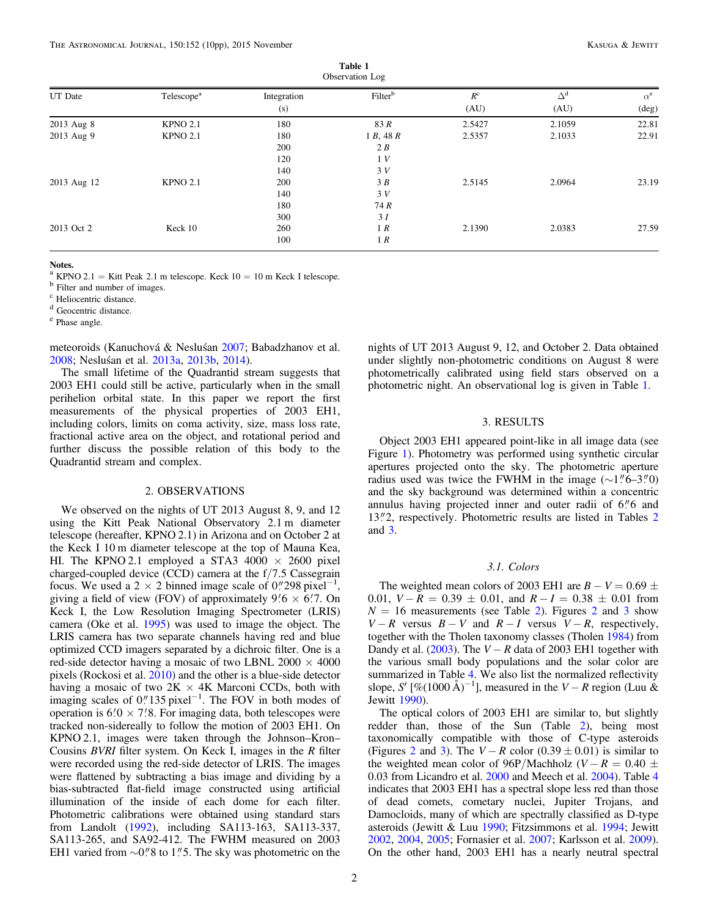**Table 1**
Observation Log

| UT Date | Telescope[a] | Integration (s) | Filter[b] | $R$[c] (AU) | $\Delta$[d] (AU) | $\alpha$[e] (deg) |
|---|---|---|---|---|---|---|
| 2013 Aug 8 | KPNO 2.1 | 180 | 83 $R$ | 2.5427 | 2.1059 | 22.81 |
| 2013 Aug 9 | KPNO 2.1 | 180 | 1 $B$, 48 $R$ | 2.5357 | 2.1033 | 22.91 |
| | | 200 | 2 $B$ | | | |
| | | 120 | 1 $V$ | | | |
| | | 140 | 3 $V$ | | | |
| 2013 Aug 12 | KPNO 2.1 | 200 | 3 $B$ | 2.5145 | 2.0964 | 23.19 |
| | | 140 | 3 $V$ | | | |
| | | 180 | 74 $R$ | | | |
| | | 300 | 3 $I$ | | | |
| 2013 Oct 2 | Keck 10 | 260 | 1 $R$ | 2.1390 | 2.0383 | 27.59 |
| | | 100 | 1 $R$ | | | |

**Notes.**
[a] KPNO 2.1 = Kitt Peak 2.1 m telescope. Keck 10 = 10 m Keck I telescope.
[b] Filter and number of images.
[c] Heliocentric distance.
[d] Geocentric distance.
[e] Phase angle.

meteoroids (Kanuchová & Neslušan 2007; Babadzhanov et al. 2008; Neslušan et al. 2013a, 2013b, 2014).

The small lifetime of the Quadrantid stream suggests that 2003 EH1 could still be active, particularly when in the small perihelion orbital state. In this paper we report the first measurements of the physical properties of 2003 EH1, including colors, limits on coma activity, size, mass loss rate, fractional active area on the object, and rotational period and further discuss the possible relation of this body to the Quadrantid stream and complex.

## 2. OBSERVATIONS

We observed on the nights of UT 2013 August 8, 9, and 12 using the Kitt Peak National Observatory 2.1 m diameter telescope (hereafter, KPNO 2.1) in Arizona and on October 2 at the Keck I 10 m diameter telescope at the top of Mauna Kea, HI. The KPNO 2.1 employed a STA3 4000 × 2600 pixel charged-coupled device (CCD) camera at the f/7.5 Cassegrain focus. We used a 2 × 2 binned image scale of 0.″298 pixel$^{-1}$, giving a field of view (FOV) of approximately 9.′6 × 6.′7. On Keck I, the Low Resolution Imaging Spectrometer (LRIS) camera (Oke et al. 1995) was used to image the object. The LRIS camera has two separate channels having red and blue optimized CCD imagers separated by a dichroic filter. One is a red-side detector having a mosaic of two LBNL 2000 × 4000 pixels (Rockosi et al. 2010) and the other is a blue-side detector having a mosaic of two 2K × 4K Marconi CCDs, both with imaging scales of 0.″135 pixel$^{-1}$. The FOV in both modes of operation is 6.′0 × 7.′8. For imaging data, both telescopes were tracked non-sidereally to follow the motion of 2003 EH1. On KPNO 2.1, images were taken through the Johnson–Kron–Cousins *BVRI* filter system. On Keck I, images in the *R* filter were recorded using the red-side detector of LRIS. The images were flattened by subtracting a bias image and dividing by a bias-subtracted flat-field image constructed using artificial illumination of the inside of each dome for each filter. Photometric calibrations were obtained using standard stars from Landolt (1992), including SA113-163, SA113-337, SA113-265, and SA92-412. The FWHM measured on 2003 EH1 varied from ∼0.″8 to 1.″5. The sky was photometric on the nights of UT 2013 August 9, 12, and October 2. Data obtained under slightly non-photometric conditions on August 8 were photometrically calibrated using field stars observed on a photometric night. An observational log is given in Table 1.

## 3. RESULTS

Object 2003 EH1 appeared point-like in all image data (see Figure 1). Photometry was performed using synthetic circular apertures projected onto the sky. The photometric aperture radius used was twice the FWHM in the image (∼1.″6–3.″0) and the sky background was determined within a concentric annulus having projected inner and outer radii of 6.″6 and 13.″2, respectively. Photometric results are listed in Tables 2 and 3.

### 3.1. Colors

The weighted mean colors of 2003 EH1 are $B-V = 0.69 \pm 0.01$, $V-R = 0.39 \pm 0.01$, and $R-I = 0.38 \pm 0.01$ from $N = 16$ measurements (see Table 2). Figures 2 and 3 show $V-R$ versus $B-V$ and $R-I$ versus $V-R$, respectively, together with the Tholen taxonomy classes (Tholen 1984) from Dandy et al. (2003). The $V-R$ data of 2003 EH1 together with the various small body populations and the solar color are summarized in Table 4. We also list the normalized reflectivity slope, $S'$ [%(1000 Å)$^{-1}$], measured in the $V-R$ region (Luu & Jewitt 1990).

The optical colors of 2003 EH1 are similar to, but slightly redder than, those of the Sun (Table 2), being most taxonomically compatible with those of C-type asteroids (Figures 2 and 3). The $V-R$ color ($0.39 \pm 0.01$) is similar to the weighted mean color of 96P/Machholz ($V-R = 0.40 \pm 0.03$ from Licandro et al. 2000 and Meech et al. 2004). Table 4 indicates that 2003 EH1 has a spectral slope less red than those of dead comets, cometary nuclei, Jupiter Trojans, and Damocloids, many of which are spectrally classified as D-type asteroids (Jewitt & Luu 1990; Fitzsimmons et al. 1994; Jewitt 2002, 2004, 2005; Fornasier et al. 2007; Karlsson et al. 2009). On the other hand, 2003 EH1 has a nearly neutral spectral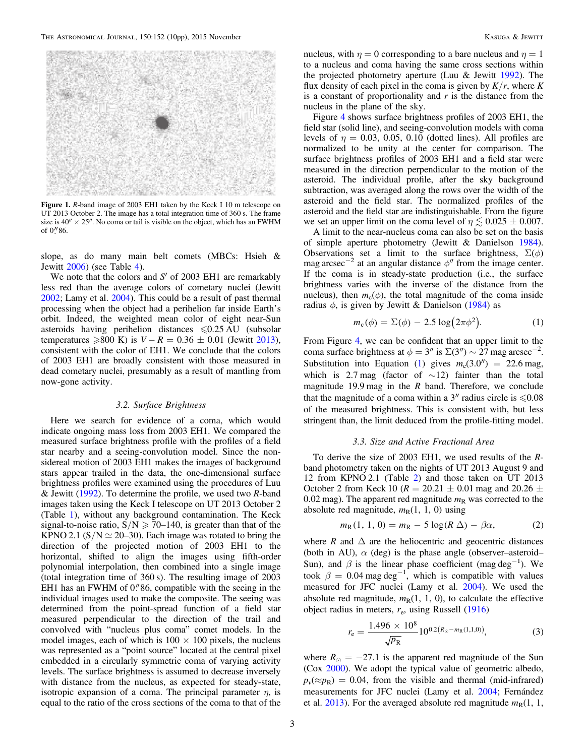**Figure 1.** *R*-band image of 2003 EH1 taken by the Keck I 10 m telescope on UT 2013 October 2. The image has a total integration time of 360 s. The frame size is $40'' \times 25''$. No coma or tail is visible on the object, which has an FWHM of $0\rlap{.}''86$.

slope, as do many main belt comets (MBCs: Hsieh & Jewitt 2006) (see Table 4).

We note that the colors and $S'$ of 2003 EH1 are remarkably less red than the average colors of cometary nuclei (Jewitt 2002; Lamy et al. 2004). This could be a result of past thermal processing when the object had a perihelion far inside Earth's orbit. Indeed, the weighted mean color of eight near-Sun asteroids having perihelion distances $\leqslant 0.25$ AU (subsolar temperatures $\geqslant 800$ K) is $V - R = 0.36 \pm 0.01$ (Jewitt 2013), consistent with the color of EH1. We conclude that the colors of 2003 EH1 are broadly consistent with those measured in dead cometary nuclei, presumably as a result of mantling from now-gone activity.

### 3.2. Surface Brightness

Here we search for evidence of a coma, which would indicate ongoing mass loss from 2003 EH1. We compared the measured surface brightness profile with the profiles of a field star nearby and a seeing-convolution model. Since the non-sidereal motion of 2003 EH1 makes the images of background stars appear trailed in the data, the one-dimensional surface brightness profiles were examined using the procedures of Luu & Jewitt (1992). To determine the profile, we used two *R*-band images taken using the Keck I telescope on UT 2013 October 2 (Table 1), without any background contamination. The Keck signal-to-noise ratio, $S/N \geqslant 70$–140, is greater than that of the KPNO 2.1 ($S/N \simeq 20$–30). Each image was rotated to bring the direction of the projected motion of 2003 EH1 to the horizontal, shifted to align the images using fifth-order polynomial interpolation, then combined into a single image (total integration time of 360 s). The resulting image of 2003 EH1 has an FWHM of $0\rlap{.}''86$, compatible with the seeing in the individual images used to make the composite. The seeing was determined from the point-spread function of a field star measured perpendicular to the direction of the trail and convolved with "nucleus plus coma" comet models. In the model images, each of which is $100 \times 100$ pixels, the nucleus was represented as a "point source" located at the central pixel embedded in a circularly symmetric coma of varying activity levels. The surface brightness is assumed to decrease inversely with distance from the nucleus, as expected for steady-state, isotropic expansion of a coma. The principal parameter $\eta$, is equal to the ratio of the cross sections of the coma to that of the nucleus, with $\eta = 0$ corresponding to a bare nucleus and $\eta = 1$ to a nucleus and coma having the same cross sections within the projected photometry aperture (Luu & Jewitt 1992). The flux density of each pixel in the coma is given by $K/r$, where $K$ is a constant of proportionality and $r$ is the distance from the nucleus in the plane of the sky.

Figure 4 shows surface brightness profiles of 2003 EH1, the field star (solid line), and seeing-convolution models with coma levels of $\eta = 0.03$, 0.05, 0.10 (dotted lines). All profiles are normalized to be unity at the center for comparison. The surface brightness profiles of 2003 EH1 and a field star were measured in the direction perpendicular to the motion of the asteroid. The individual profile, after the sky background subtraction, was averaged along the rows over the width of the asteroid and the field star. The normalized profiles of the asteroid and the field star are indistinguishable. From the figure we set an upper limit on the coma level of $\eta \lesssim 0.025 \pm 0.007$.

A limit to the near-nucleus coma can also be set on the basis of simple aperture photometry (Jewitt & Danielson 1984). Observations set a limit to the surface brightness, $\Sigma(\phi)$ mag arcsec$^{-2}$ at an angular distance $\phi''$ from the image center. If the coma is in steady-state production (i.e., the surface brightness varies with the inverse of the distance from the nucleus), then $m_c(\phi)$, the total magnitude of the coma inside radius $\phi$, is given by Jewitt & Danielson (1984) as

$$m_c(\phi) = \Sigma(\phi) - 2.5 \log(2\pi\phi^2). \tag{1}$$

From Figure 4, we can be confident that an upper limit to the coma surface brightness at $\phi = 3''$ is $\Sigma(3'') \sim 27$ mag arcsec$^{-2}$. Substitution into Equation (1) gives $m_c(3.0'') = 22.6$ mag, which is 2.7 mag (factor of $\sim$12) fainter than the total magnitude 19.9 mag in the *R* band. Therefore, we conclude that the magnitude of a coma within a $3''$ radius circle is $\leqslant 0.08$ of the measured brightness. This is consistent with, but less stringent than, the limit deduced from the profile-fitting model.

### 3.3. Size and Active Fractional Area

To derive the size of 2003 EH1, we used results of the *R*-band photometry taken on the nights of UT 2013 August 9 and 12 from KPNO 2.1 (Table 2) and those taken on UT 2013 October 2 from Keck 10 ($R = 20.21 \pm 0.01$ mag and $20.26 \pm 0.02$ mag). The apparent red magnitude $m_R$ was corrected to the absolute red magnitude, $m_R(1, 1, 0)$ using

$$m_R(1, 1, 0) = m_R - 5 \log(R\,\Delta) - \beta\alpha, \tag{2}$$

where $R$ and $\Delta$ are the heliocentric and geocentric distances (both in AU), $\alpha$ (deg) is the phase angle (observer–asteroid–Sun), and $\beta$ is the linear phase coefficient (mag deg$^{-1}$). We took $\beta = 0.04$ mag deg$^{-1}$, which is compatible with values measured for JFC nuclei (Lamy et al. 2004). We used the absolute red magnitude, $m_R(1, 1, 0)$, to calculate the effective object radius in meters, $r_e$, using Russell (1916)

$$r_e = \frac{1.496 \times 10^8}{\sqrt{p_R}} 10^{0.2(R_\odot - m_R(1,1,0))}, \tag{3}$$

where $R_\odot = -27.1$ is the apparent red magnitude of the Sun (Cox 2000). We adopt the typical value of geometric albedo, $p_v(\approx p_R) = 0.04$, from the visible and thermal (mid-infrared) measurements for JFC nuclei (Lamy et al. 2004; Fernández et al. 2013). For the averaged absolute red magnitude $m_R(1, 1,$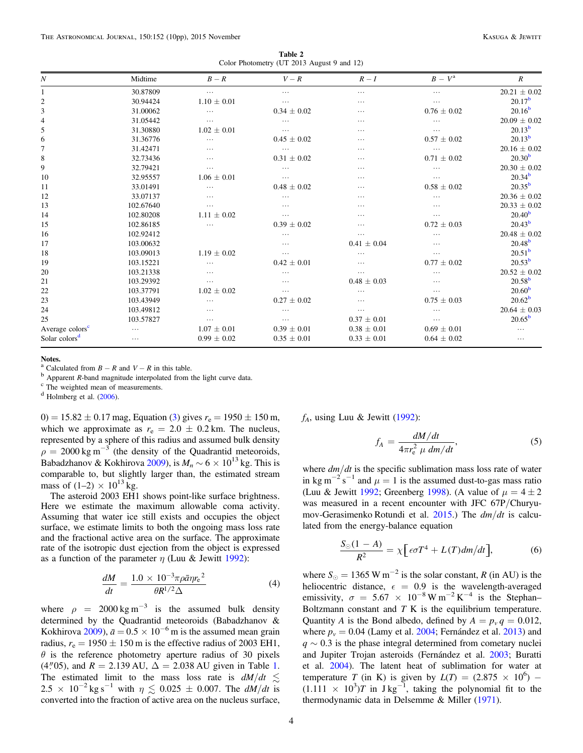**Table 2**
Color Photometry (UT 2013 August 9 and 12)

| $N$ | Midtime | $B-R$ | $V-R$ | $R-I$ | $B-V$[a] | $R$ |
|---|---|---|---|---|---|---|
| 1 | 30.87809 | … | … | … | … | 20.21 ± 0.02 |
| 2 | 30.94424 | 1.10 ± 0.01 | … | … | … | 20.17[b] |
| 3 | 31.00062 | … | 0.34 ± 0.02 | … | 0.76 ± 0.02 | 20.16[b] |
| 4 | 31.05442 | … | … | … | … | 20.09 ± 0.02 |
| 5 | 31.30880 | 1.02 ± 0.01 | … | … | … | 20.13[b] |
| 6 | 31.36776 | … | 0.45 ± 0.02 | … | 0.57 ± 0.02 | 20.13[b] |
| 7 | 31.42471 | … | … | … | … | 20.16 ± 0.02 |
| 8 | 32.73436 | … | 0.31 ± 0.02 | … | 0.71 ± 0.02 | 20.30[b] |
| 9 | 32.79421 | … | … | … | … | 20.30 ± 0.02 |
| 10 | 32.95557 | 1.06 ± 0.01 | … | … | … | 20.34[b] |
| 11 | 33.01491 | … | 0.48 ± 0.02 | … | 0.58 ± 0.02 | 20.35[b] |
| 12 | 33.07137 | … | … | … | … | 20.36 ± 0.02 |
| 13 | 102.67640 | … | … | … | … | 20.33 ± 0.02 |
| 14 | 102.80208 | 1.11 ± 0.02 | … | … | … | 20.40[b] |
| 15 | 102.86185 | … | 0.39 ± 0.02 | … | 0.72 ± 0.03 | 20.43[b] |
| 16 | 102.92412 | | … | … | … | 20.48 ± 0.02 |
| 17 | 103.00632 | | … | 0.41 ± 0.04 | … | 20.48[b] |
| 18 | 103.09013 | 1.19 ± 0.02 | … | … | … | 20.51[b] |
| 19 | 103.15221 | … | 0.42 ± 0.01 | … | 0.77 ± 0.02 | 20.53[b] |
| 20 | 103.21338 | … | … | … | … | 20.52 ± 0.02 |
| 21 | 103.29392 | … | … | 0.48 ± 0.03 | … | 20.58[b] |
| 22 | 103.37791 | 1.02 ± 0.02 | … | … | … | 20.60[b] |
| 23 | 103.43949 | … | 0.27 ± 0.02 | … | 0.75 ± 0.03 | 20.62[b] |
| 24 | 103.49812 | … | … | … | … | 20.64 ± 0.03 |
| 25 | 103.57827 | … | … | 0.37 ± 0.01 | … | 20.65[b] |
| Average colors[c] | … | 1.07 ± 0.01 | 0.39 ± 0.01 | 0.38 ± 0.01 | 0.69 ± 0.01 | … |
| Solar colors[d] | … | 0.99 ± 0.02 | 0.35 ± 0.01 | 0.33 ± 0.01 | 0.64 ± 0.02 | … |

**Notes.**
[a] Calculated from $B-R$ and $V-R$ in this table.
[b] Apparent $R$-band magnitude interpolated from the light curve data.
[c] The weighted mean of measurements.
[d] Holmberg et al. (2006).

$0) = 15.82 \pm 0.17$ mag, Equation (3) gives $r_e = 1950 \pm 150$ m, which we approximate as $r_e = 2.0 \pm 0.2$ km. The nucleus, represented by a sphere of this radius and assumed bulk density $\rho = 2000\ \mathrm{kg\ m^{-3}}$ (the density of the Quadrantid meteoroids, Babadzhanov & Kokhirova 2009), is $M_n \sim 6 \times 10^{13}$ kg. This is comparable to, but slightly larger than, the estimated stream mass of (1–2) $\times\ 10^{13}$ kg.

The asteroid 2003 EH1 shows point-like surface brightness. Here we estimate the maximum allowable coma activity. Assuming that water ice still exists and occupies the object surface, we estimate limits to both the ongoing mass loss rate and the fractional active area on the surface. The approximate rate of the isotropic dust ejection from the object is expressed as a function of the parameter $\eta$ (Luu & Jewitt 1992):

$$\frac{dM}{dt} = \frac{1.0 \times 10^{-3} \pi \rho \bar{a} \eta {r_e}^2}{\theta R^{1/2} \Delta} \tag{4}$$

where $\rho = 2000\ \mathrm{kg\ m^{-3}}$ is the assumed bulk density determined by the Quadrantid meteoroids (Babadzhanov & Kokhirova 2009), $\bar{a} = 0.5 \times 10^{-6}$ m is the assumed mean grain radius, $r_e = 1950 \pm 150$ m is the effective radius of 2003 EH1, $\theta$ is the reference photometry aperture radius of 30 pixels (4$''$05), and $R = 2.139$ AU, $\Delta = 2.038$ AU given in Table 1. The estimated limit to the mass loss rate is $dM/dt \lesssim 2.5 \times 10^{-2}\ \mathrm{kg\ s^{-1}}$ with $\eta \lesssim 0.025 \pm 0.007$. The $dM/dt$ is converted into the fraction of active area on the nucleus surface, $f_A$, using Luu & Jewitt (1992):

$$f_A = \frac{dM/dt}{4\pi r_e^2\ \mu\ dm/dt}, \tag{5}$$

where $dm/dt$ is the specific sublimation mass loss rate of water in $\mathrm{kg\ m^{-2}\ s^{-1}}$ and $\mu = 1$ is the assumed dust-to-gas mass ratio (Luu & Jewitt 1992; Greenberg 1998). (A value of $\mu = 4 \pm 2$ was measured in a recent encounter with JFC 67P/Churyumov-Gerasimenko Rotundi et al. 2015.) The $dm/dt$ is calculated from the energy-balance equation

$$\frac{S_\odot (1-A)}{R^2} = \chi \left[ \epsilon \sigma T^4 + L(T) dm/dt \right], \tag{6}$$

where $S_\odot = 1365\ \mathrm{W\ m^{-2}}$ is the solar constant, $R$ (in AU) is the heliocentric distance, $\epsilon = 0.9$ is the wavelength-averaged emissivity, $\sigma = 5.67 \times 10^{-8}\ \mathrm{W\ m^{-2}\ K^{-4}}$ is the Stephan–Boltzmann constant and $T$ K is the equilibrium temperature. Quantity $A$ is the Bond albedo, defined by $A = p_v q = 0.012$, where $p_v = 0.04$ (Lamy et al. 2004; Fernández et al. 2013) and $q \sim 0.3$ is the phase integral determined from cometary nuclei and Jupiter Trojan asteroids (Fernández et al. 2003; Buratti et al. 2004). The latent heat of sublimation for water at temperature $T$ (in K) is given by $L(T) = (2.875 \times 10^6) - (1.111 \times 10^3)T$ in $\mathrm{J\ kg^{-1}}$, taking the polynomial fit to the thermodynamic data in Delsemme & Miller (1971).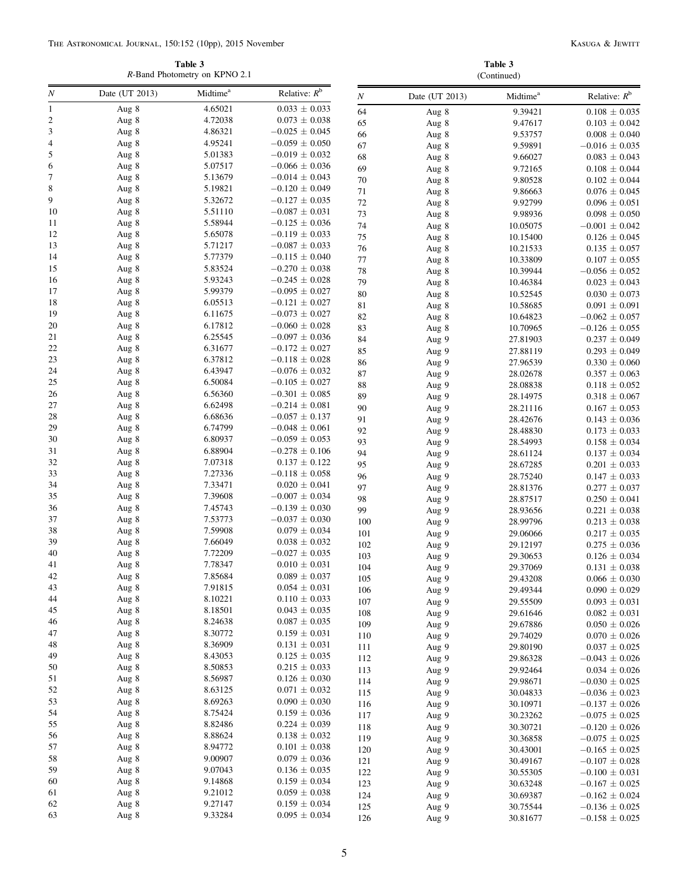**Table 3**
*R*-Band Photometry on KPNO 2.1

| *N* | Date (UT 2013) | Midtime[a] | Relative: $R^b$ |
|---|---|---|---|
| 1 | Aug 8 | 4.65021 | $0.033 \pm 0.033$ |
| 2 | Aug 8 | 4.72038 | $0.073 \pm 0.038$ |
| 3 | Aug 8 | 4.86321 | $-0.025 \pm 0.045$ |
| 4 | Aug 8 | 4.95241 | $-0.059 \pm 0.050$ |
| 5 | Aug 8 | 5.01383 | $-0.019 \pm 0.032$ |
| 6 | Aug 8 | 5.07517 | $-0.066 \pm 0.036$ |
| 7 | Aug 8 | 5.13679 | $-0.014 \pm 0.043$ |
| 8 | Aug 8 | 5.19821 | $-0.120 \pm 0.049$ |
| 9 | Aug 8 | 5.32672 | $-0.127 \pm 0.035$ |
| 10 | Aug 8 | 5.51110 | $-0.087 \pm 0.031$ |
| 11 | Aug 8 | 5.58944 | $-0.125 \pm 0.036$ |
| 12 | Aug 8 | 5.65078 | $-0.119 \pm 0.033$ |
| 13 | Aug 8 | 5.71217 | $-0.087 \pm 0.033$ |
| 14 | Aug 8 | 5.77379 | $-0.115 \pm 0.040$ |
| 15 | Aug 8 | 5.83524 | $-0.270 \pm 0.038$ |
| 16 | Aug 8 | 5.93243 | $-0.245 \pm 0.028$ |
| 17 | Aug 8 | 5.99379 | $-0.095 \pm 0.027$ |
| 18 | Aug 8 | 6.05513 | $-0.121 \pm 0.027$ |
| 19 | Aug 8 | 6.11675 | $-0.073 \pm 0.027$ |
| 20 | Aug 8 | 6.17812 | $-0.060 \pm 0.028$ |
| 21 | Aug 8 | 6.25545 | $-0.097 \pm 0.036$ |
| 22 | Aug 8 | 6.31677 | $-0.172 \pm 0.027$ |
| 23 | Aug 8 | 6.37812 | $-0.118 \pm 0.028$ |
| 24 | Aug 8 | 6.43947 | $-0.076 \pm 0.032$ |
| 25 | Aug 8 | 6.50084 | $-0.105 \pm 0.027$ |
| 26 | Aug 8 | 6.56360 | $-0.301 \pm 0.085$ |
| 27 | Aug 8 | 6.62498 | $-0.214 \pm 0.081$ |
| 28 | Aug 8 | 6.68636 | $-0.057 \pm 0.137$ |
| 29 | Aug 8 | 6.74799 | $-0.048 \pm 0.061$ |
| 30 | Aug 8 | 6.80937 | $-0.059 \pm 0.053$ |
| 31 | Aug 8 | 6.88904 | $-0.278 \pm 0.106$ |
| 32 | Aug 8 | 7.07318 | $0.137 \pm 0.122$ |
| 33 | Aug 8 | 7.27336 | $-0.118 \pm 0.058$ |
| 34 | Aug 8 | 7.33471 | $0.020 \pm 0.041$ |
| 35 | Aug 8 | 7.39608 | $-0.007 \pm 0.034$ |
| 36 | Aug 8 | 7.45743 | $-0.139 \pm 0.030$ |
| 37 | Aug 8 | 7.53773 | $-0.037 \pm 0.030$ |
| 38 | Aug 8 | 7.59908 | $0.079 \pm 0.034$ |
| 39 | Aug 8 | 7.66049 | $0.038 \pm 0.032$ |
| 40 | Aug 8 | 7.72209 | $-0.027 \pm 0.035$ |
| 41 | Aug 8 | 7.78347 | $0.010 \pm 0.031$ |
| 42 | Aug 8 | 7.85684 | $0.089 \pm 0.037$ |
| 43 | Aug 8 | 7.91815 | $0.054 \pm 0.031$ |
| 44 | Aug 8 | 8.10221 | $0.110 \pm 0.033$ |
| 45 | Aug 8 | 8.18501 | $0.043 \pm 0.035$ |
| 46 | Aug 8 | 8.24638 | $0.087 \pm 0.035$ |
| 47 | Aug 8 | 8.30772 | $0.159 \pm 0.031$ |
| 48 | Aug 8 | 8.36909 | $0.131 \pm 0.031$ |
| 49 | Aug 8 | 8.43053 | $0.125 \pm 0.035$ |
| 50 | Aug 8 | 8.50853 | $0.215 \pm 0.033$ |
| 51 | Aug 8 | 8.56987 | $0.126 \pm 0.030$ |
| 52 | Aug 8 | 8.63125 | $0.071 \pm 0.032$ |
| 53 | Aug 8 | 8.69263 | $0.090 \pm 0.030$ |
| 54 | Aug 8 | 8.75424 | $0.159 \pm 0.036$ |
| 55 | Aug 8 | 8.82486 | $0.224 \pm 0.039$ |
| 56 | Aug 8 | 8.88624 | $0.138 \pm 0.032$ |
| 57 | Aug 8 | 8.94772 | $0.101 \pm 0.038$ |
| 58 | Aug 8 | 9.00907 | $0.079 \pm 0.036$ |
| 59 | Aug 8 | 9.07043 | $0.136 \pm 0.035$ |
| 60 | Aug 8 | 9.14868 | $0.159 \pm 0.034$ |
| 61 | Aug 8 | 9.21012 | $0.059 \pm 0.038$ |
| 62 | Aug 8 | 9.27147 | $0.159 \pm 0.034$ |
| 63 | Aug 8 | 9.33284 | $0.095 \pm 0.034$ |
| 64 | Aug 8 | 9.39421 | $0.108 \pm 0.035$ |
| 65 | Aug 8 | 9.47617 | $0.103 \pm 0.042$ |
| 66 | Aug 8 | 9.53757 | $0.008 \pm 0.040$ |
| 67 | Aug 8 | 9.59891 | $-0.016 \pm 0.035$ |
| 68 | Aug 8 | 9.66027 | $0.083 \pm 0.043$ |
| 69 | Aug 8 | 9.72165 | $0.108 \pm 0.044$ |
| 70 | Aug 8 | 9.80528 | $0.102 \pm 0.044$ |
| 71 | Aug 8 | 9.86663 | $0.076 \pm 0.045$ |
| 72 | Aug 8 | 9.92799 | $0.096 \pm 0.051$ |
| 73 | Aug 8 | 9.98936 | $0.098 \pm 0.050$ |
| 74 | Aug 8 | 10.05075 | $-0.001 \pm 0.042$ |
| 75 | Aug 8 | 10.15400 | $0.126 \pm 0.045$ |
| 76 | Aug 8 | 10.21533 | $0.135 \pm 0.057$ |
| 77 | Aug 8 | 10.33809 | $0.107 \pm 0.055$ |
| 78 | Aug 8 | 10.39944 | $-0.056 \pm 0.052$ |
| 79 | Aug 8 | 10.46384 | $0.023 \pm 0.043$ |
| 80 | Aug 8 | 10.52545 | $0.030 \pm 0.073$ |
| 81 | Aug 8 | 10.58685 | $0.091 \pm 0.091$ |
| 82 | Aug 8 | 10.64823 | $-0.062 \pm 0.057$ |
| 83 | Aug 8 | 10.70965 | $-0.126 \pm 0.055$ |
| 84 | Aug 9 | 27.81903 | $0.237 \pm 0.049$ |
| 85 | Aug 9 | 27.88119 | $0.293 \pm 0.049$ |
| 86 | Aug 9 | 27.96539 | $0.330 \pm 0.060$ |
| 87 | Aug 9 | 28.02678 | $0.357 \pm 0.063$ |
| 88 | Aug 9 | 28.08838 | $0.118 \pm 0.052$ |
| 89 | Aug 9 | 28.14975 | $0.318 \pm 0.067$ |
| 90 | Aug 9 | 28.21116 | $0.167 \pm 0.053$ |
| 91 | Aug 9 | 28.42676 | $0.143 \pm 0.036$ |
| 92 | Aug 9 | 28.48830 | $0.173 \pm 0.033$ |
| 93 | Aug 9 | 28.54993 | $0.158 \pm 0.034$ |
| 94 | Aug 9 | 28.61124 | $0.137 \pm 0.034$ |
| 95 | Aug 9 | 28.67285 | $0.201 \pm 0.033$ |
| 96 | Aug 9 | 28.75240 | $0.147 \pm 0.033$ |
| 97 | Aug 9 | 28.81376 | $0.277 \pm 0.037$ |
| 98 | Aug 9 | 28.87517 | $0.250 \pm 0.041$ |
| 99 | Aug 9 | 28.93656 | $0.221 \pm 0.038$ |
| 100 | Aug 9 | 28.99796 | $0.213 \pm 0.038$ |
| 101 | Aug 9 | 29.06066 | $0.217 \pm 0.035$ |
| 102 | Aug 9 | 29.12197 | $0.275 \pm 0.036$ |
| 103 | Aug 9 | 29.30653 | $0.126 \pm 0.034$ |
| 104 | Aug 9 | 29.37069 | $0.131 \pm 0.038$ |
| 105 | Aug 9 | 29.43208 | $0.066 \pm 0.030$ |
| 106 | Aug 9 | 29.49344 | $0.090 \pm 0.029$ |
| 107 | Aug 9 | 29.55509 | $0.093 \pm 0.031$ |
| 108 | Aug 9 | 29.61646 | $0.082 \pm 0.031$ |
| 109 | Aug 9 | 29.67886 | $0.050 \pm 0.026$ |
| 110 | Aug 9 | 29.74029 | $0.070 \pm 0.026$ |
| 111 | Aug 9 | 29.80190 | $0.037 \pm 0.025$ |
| 112 | Aug 9 | 29.86328 | $-0.043 \pm 0.026$ |
| 113 | Aug 9 | 29.92464 | $0.034 \pm 0.026$ |
| 114 | Aug 9 | 29.98671 | $-0.030 \pm 0.025$ |
| 115 | Aug 9 | 30.04833 | $-0.036 \pm 0.023$ |
| 116 | Aug 9 | 30.10971 | $-0.137 \pm 0.026$ |
| 117 | Aug 9 | 30.23262 | $-0.075 \pm 0.025$ |
| 118 | Aug 9 | 30.30721 | $-0.120 \pm 0.026$ |
| 119 | Aug 9 | 30.36858 | $-0.075 \pm 0.025$ |
| 120 | Aug 9 | 30.43001 | $-0.165 \pm 0.025$ |
| 121 | Aug 9 | 30.49167 | $-0.107 \pm 0.028$ |
| 122 | Aug 9 | 30.55305 | $-0.100 \pm 0.031$ |
| 123 | Aug 9 | 30.63248 | $-0.167 \pm 0.025$ |
| 124 | Aug 9 | 30.69387 | $-0.162 \pm 0.024$ |
| 125 | Aug 9 | 30.75544 | $-0.136 \pm 0.025$ |
| 126 | Aug 9 | 30.81677 | $-0.158 \pm 0.025$ |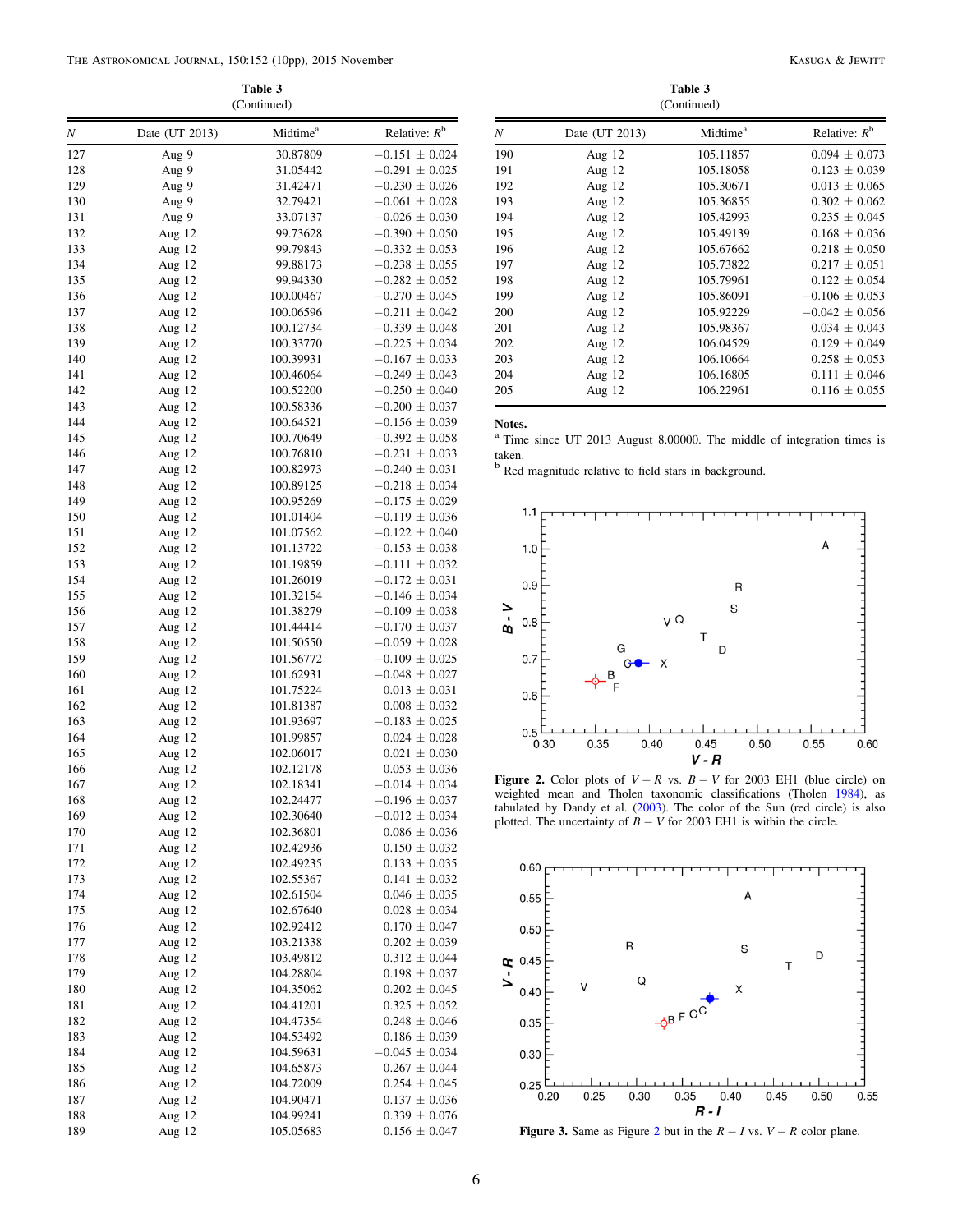**Table 3**
(Continued)

| $N$ | Date (UT 2013) | Midtime[a] | Relative: $R$[b] |
|---|---|---|---|
| 127 | Aug 9 | 30.87809 | $-0.151 \pm 0.024$ |
| 128 | Aug 9 | 31.05442 | $-0.291 \pm 0.025$ |
| 129 | Aug 9 | 31.42471 | $-0.230 \pm 0.026$ |
| 130 | Aug 9 | 32.79421 | $-0.061 \pm 0.028$ |
| 131 | Aug 9 | 33.07137 | $-0.026 \pm 0.030$ |
| 132 | Aug 12 | 99.73628 | $-0.390 \pm 0.050$ |
| 133 | Aug 12 | 99.79843 | $-0.332 \pm 0.053$ |
| 134 | Aug 12 | 99.88173 | $-0.238 \pm 0.055$ |
| 135 | Aug 12 | 99.94330 | $-0.282 \pm 0.052$ |
| 136 | Aug 12 | 100.00467 | $-0.270 \pm 0.045$ |
| 137 | Aug 12 | 100.06596 | $-0.211 \pm 0.042$ |
| 138 | Aug 12 | 100.12734 | $-0.339 \pm 0.048$ |
| 139 | Aug 12 | 100.33770 | $-0.225 \pm 0.034$ |
| 140 | Aug 12 | 100.39931 | $-0.167 \pm 0.033$ |
| 141 | Aug 12 | 100.46064 | $-0.249 \pm 0.043$ |
| 142 | Aug 12 | 100.52200 | $-0.250 \pm 0.040$ |
| 143 | Aug 12 | 100.58336 | $-0.200 \pm 0.037$ |
| 144 | Aug 12 | 100.64521 | $-0.156 \pm 0.039$ |
| 145 | Aug 12 | 100.70649 | $-0.392 \pm 0.058$ |
| 146 | Aug 12 | 100.76810 | $-0.231 \pm 0.033$ |
| 147 | Aug 12 | 100.82973 | $-0.240 \pm 0.031$ |
| 148 | Aug 12 | 100.89125 | $-0.218 \pm 0.034$ |
| 149 | Aug 12 | 100.95269 | $-0.175 \pm 0.029$ |
| 150 | Aug 12 | 101.01404 | $-0.119 \pm 0.036$ |
| 151 | Aug 12 | 101.07562 | $-0.122 \pm 0.040$ |
| 152 | Aug 12 | 101.13722 | $-0.153 \pm 0.038$ |
| 153 | Aug 12 | 101.19859 | $-0.111 \pm 0.032$ |
| 154 | Aug 12 | 101.26019 | $-0.172 \pm 0.031$ |
| 155 | Aug 12 | 101.32154 | $-0.146 \pm 0.034$ |
| 156 | Aug 12 | 101.38279 | $-0.109 \pm 0.038$ |
| 157 | Aug 12 | 101.44414 | $-0.170 \pm 0.037$ |
| 158 | Aug 12 | 101.50550 | $-0.059 \pm 0.028$ |
| 159 | Aug 12 | 101.56772 | $-0.109 \pm 0.025$ |
| 160 | Aug 12 | 101.62931 | $-0.048 \pm 0.027$ |
| 161 | Aug 12 | 101.75224 | $0.013 \pm 0.031$ |
| 162 | Aug 12 | 101.81387 | $0.008 \pm 0.032$ |
| 163 | Aug 12 | 101.93697 | $-0.183 \pm 0.025$ |
| 164 | Aug 12 | 101.99857 | $0.024 \pm 0.028$ |
| 165 | Aug 12 | 102.06017 | $0.021 \pm 0.030$ |
| 166 | Aug 12 | 102.12178 | $0.053 \pm 0.036$ |
| 167 | Aug 12 | 102.18341 | $-0.014 \pm 0.034$ |
| 168 | Aug 12 | 102.24477 | $-0.196 \pm 0.037$ |
| 169 | Aug 12 | 102.30640 | $-0.012 \pm 0.034$ |
| 170 | Aug 12 | 102.36801 | $0.086 \pm 0.036$ |
| 171 | Aug 12 | 102.42936 | $0.150 \pm 0.032$ |
| 172 | Aug 12 | 102.49235 | $0.133 \pm 0.035$ |
| 173 | Aug 12 | 102.55367 | $0.141 \pm 0.032$ |
| 174 | Aug 12 | 102.61504 | $0.046 \pm 0.035$ |
| 175 | Aug 12 | 102.67640 | $0.028 \pm 0.034$ |
| 176 | Aug 12 | 102.92412 | $0.170 \pm 0.047$ |
| 177 | Aug 12 | 103.21338 | $0.202 \pm 0.039$ |
| 178 | Aug 12 | 103.49812 | $0.312 \pm 0.044$ |
| 179 | Aug 12 | 104.28804 | $0.198 \pm 0.037$ |
| 180 | Aug 12 | 104.35062 | $0.202 \pm 0.045$ |
| 181 | Aug 12 | 104.41201 | $0.325 \pm 0.052$ |
| 182 | Aug 12 | 104.47354 | $0.248 \pm 0.046$ |
| 183 | Aug 12 | 104.53492 | $0.186 \pm 0.039$ |
| 184 | Aug 12 | 104.59631 | $-0.045 \pm 0.034$ |
| 185 | Aug 12 | 104.65873 | $0.267 \pm 0.044$ |
| 186 | Aug 12 | 104.72009 | $0.254 \pm 0.045$ |
| 187 | Aug 12 | 104.90471 | $0.137 \pm 0.036$ |
| 188 | Aug 12 | 104.99241 | $0.339 \pm 0.076$ |
| 189 | Aug 12 | 105.05683 | $0.156 \pm 0.047$ |
| 190 | Aug 12 | 105.11857 | $0.094 \pm 0.073$ |
| 191 | Aug 12 | 105.18058 | $0.123 \pm 0.039$ |
| 192 | Aug 12 | 105.30671 | $0.013 \pm 0.065$ |
| 193 | Aug 12 | 105.36855 | $0.302 \pm 0.062$ |
| 194 | Aug 12 | 105.42993 | $0.235 \pm 0.045$ |
| 195 | Aug 12 | 105.49139 | $0.168 \pm 0.036$ |
| 196 | Aug 12 | 105.67662 | $0.218 \pm 0.050$ |
| 197 | Aug 12 | 105.73822 | $0.217 \pm 0.051$ |
| 198 | Aug 12 | 105.79961 | $0.122 \pm 0.054$ |
| 199 | Aug 12 | 105.86091 | $-0.106 \pm 0.053$ |
| 200 | Aug 12 | 105.92229 | $-0.042 \pm 0.056$ |
| 201 | Aug 12 | 105.98367 | $0.034 \pm 0.043$ |
| 202 | Aug 12 | 106.04529 | $0.129 \pm 0.049$ |
| 203 | Aug 12 | 106.10664 | $0.258 \pm 0.053$ |
| 204 | Aug 12 | 106.16805 | $0.111 \pm 0.046$ |
| 205 | Aug 12 | 106.22961 | $0.116 \pm 0.055$ |

**Notes.**
[a] Time since UT 2013 August 8.00000. The middle of integration times is taken.
[b] Red magnitude relative to field stars in background.

**Figure 2.** Color plots of $V - R$ vs. $B - V$ for 2003 EH1 (blue circle) on weighted mean and Tholen taxonomic classifications (Tholen 1984), as tabulated by Dandy et al. (2003). The color of the Sun (red circle) is also plotted. The uncertainty of $B - V$ for 2003 EH1 is within the circle.

**Figure 3.** Same as Figure 2 but in the $R - I$ vs. $V - R$ color plane.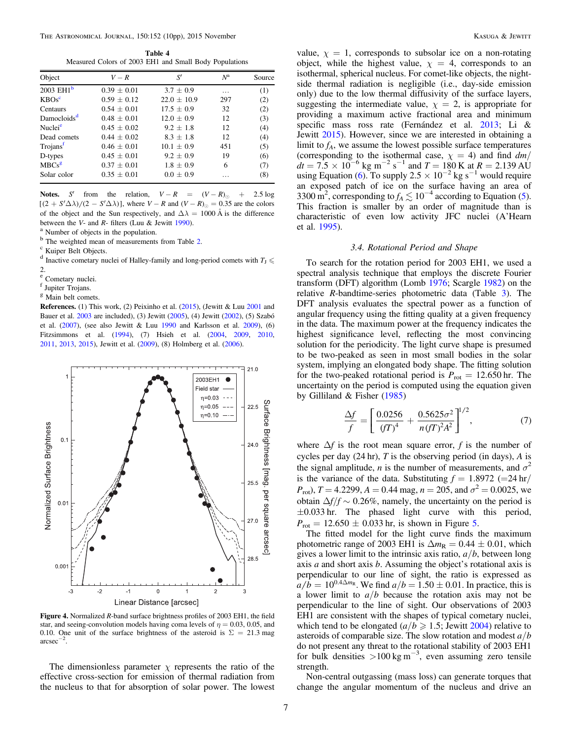**Table 4**
Measured Colors of 2003 EH1 and Small Body Populations

| Object | $V-R$ | $S'$ | $N$[a] | Source |
|---|---|---|---|---|
| 2003 EH1[b] | 0.39 ± 0.01 | 3.7 ± 0.9 | … | (1) |
| KBOs[c] | 0.59 ± 0.12 | 22.0 ± 10.9 | 297 | (2) |
| Centaurs | 0.54 ± 0.01 | 17.5 ± 0.9 | 32 | (2) |
| Damocloids[d] | 0.48 ± 0.01 | 12.0 ± 0.9 | 12 | (3) |
| Nuclei[e] | 0.45 ± 0.02 | 9.2 ± 1.8 | 12 | (4) |
| Dead comets | 0.44 ± 0.02 | 8.3 ± 1.8 | 12 | (4) |
| Trojans[f] | 0.46 ± 0.01 | 10.1 ± 0.9 | 451 | (5) |
| D-types | 0.45 ± 0.01 | 9.2 ± 0.9 | 19 | (6) |
| MBCs[g] | 0.37 ± 0.01 | 1.8 ± 0.9 | 6 | (7) |
| Solar color | 0.35 ± 0.01 | 0.0 ± 0.9 | … | (8) |

**Notes.** $S'$ from the relation, $V-R = (V-R)_{\odot} + 2.5\log[(2+S'\Delta\lambda)/(2-S'\Delta\lambda)]$, where $V-R$ and $(V-R)_{\odot} = 0.35$ are the colors of the object and the Sun respectively, and $\Delta\lambda = 1000$ Å is the difference between the V- and R- filters (Luu & Jewitt 1990).
[a] Number of objects in the population.
[b] The weighted mean of measurements from Table 2.
[c] Kuiper Belt Objects.
[d] Inactive cometary nuclei of Halley-family and long-period comets with $T_J \leqslant 2$.
[e] Cometary nuclei.
[f] Jupiter Trojans.
[g] Main belt comets.

**References.** (1) This work, (2) Peixinho et al. (2015), (Jewitt & Luu 2001 and Bauer et al. 2003 are included), (3) Jewitt (2005), (4) Jewitt (2002), (5) Szabó et al. (2007), (see also Jewitt & Luu 1990 and Karlsson et al. 2009), (6) Fitzsimmons et al. (1994), (7) Hsieh et al. (2004, 2009, 2010, 2011, 2013, 2015), Jewitt et al. (2009), (8) Holmberg et al. (2006).

**Figure 4.** Normalized R-band surface brightness profiles of 2003 EH1, the field star, and seeing-convolution models having coma levels of $\eta = 0.03$, 0.05, and 0.10. One unit of the surface brightness of the asteroid is $\Sigma = 21.3$ mag arcsec$^{-2}$.

The dimensionless parameter $\chi$ represents the ratio of the effective cross-section for emission of thermal radiation from the nucleus to that for absorption of solar power. The lowest value, $\chi = 1$, corresponds to subsolar ice on a non-rotating object, while the highest value, $\chi = 4$, corresponds to an isothermal, spherical nucleus. For comet-like objects, the night-side thermal radiation is negligible (i.e., day-side emission only) due to the low thermal diffusivity of the surface layers, suggesting the intermediate value, $\chi = 2$, is appropriate for providing a maximum active fractional area and minimum specific mass ross rate (Fernández et al. 2013; Li & Jewitt 2015). However, since we are interested in obtaining a limit to $f_A$, we assume the lowest possible surface temperatures (corresponding to the isothermal case, $\chi = 4$) and find $dm/dt = 7.5 \times 10^{-6}$ kg m$^{-2}$ s$^{-1}$ and $T = 180$ K at $R = 2.139$ AU using Equation (6). To supply $2.5 \times 10^{-2}$ kg s$^{-1}$ would require an exposed patch of ice on the surface having an area of 3300 m$^2$, corresponding to $f_A \lesssim 10^{-4}$ according to Equation (5). This fraction is smaller by an order of magnitude than is characteristic of even low activity JFC nuclei (A'Hearn et al. 1995).

### 3.4. Rotational Period and Shape

To search for the rotation period for 2003 EH1, we used a spectral analysis technique that employs the discrete Fourier transform (DFT) algorithm (Lomb 1976; Scargle 1982) on the relative R-bandtime-series photometric data (Table 3). The DFT analysis evaluates the spectral power as a function of angular frequency using the fitting quality at a given frequency in the data. The maximum power at the frequency indicates the highest significance level, reflecting the most convincing solution for the periodicity. The light curve shape is presumed to be two-peaked as seen in most small bodies in the solar system, implying an elongated body shape. The fitting solution for the two-peaked rotational period is $P_{\rm rot} = 12.650$ hr. The uncertainty on the period is computed using the equation given by Gilliland & Fisher (1985)

$$\frac{\Delta f}{f} = \left[\frac{0.0256}{(fT)^4} + \frac{0.5625\sigma^2}{n(fT)^2A^2}\right]^{1/2}, \tag{7}$$

where $\Delta f$ is the root mean square error, $f$ is the number of cycles per day (24 hr), $T$ is the observing period (in days), $A$ is the signal amplitude, $n$ is the number of measurements, and $\sigma^2$ is the variance of the data. Substituting $f = 1.8972$ ($=24$ hr$/P_{\rm rot}$), $T = 4.2299$, $A = 0.44$ mag, $n = 205$, and $\sigma^2 = 0.0025$, we obtain $\Delta f/f \sim 0.26\%$, namely, the uncertainty on the period is $\pm 0.033$ hr. The phased light curve with this period, $P_{\rm rot} = 12.650 \pm 0.033$ hr, is shown in Figure 5.

The fitted model for the light curve finds the maximum photometric range of 2003 EH1 is $\Delta m_R = 0.44 \pm 0.01$, which gives a lower limit to the intrinsic axis ratio, $a/b$, between long axis $a$ and short axis $b$. Assuming the object's rotational axis is perpendicular to our line of sight, the ratio is expressed as $a/b = 10^{0.4\Delta m_R}$. We find $a/b = 1.50 \pm 0.01$. In practice, this is a lower limit to $a/b$ because the rotation axis may not be perpendicular to the line of sight. Our observations of 2003 EH1 are consistent with the shapes of typical cometary nuclei, which tend to be elongated ($a/b \geqslant 1.5$; Jewitt 2004) relative to asteroids of comparable size. The slow rotation and modest $a/b$ do not present any threat to the rotational stability of 2003 EH1 for bulk densities $>100$ kg m$^{-3}$, even assuming zero tensile strength.

Non-central outgassing (mass loss) can generate torques that change the angular momentum of the nucleus and drive an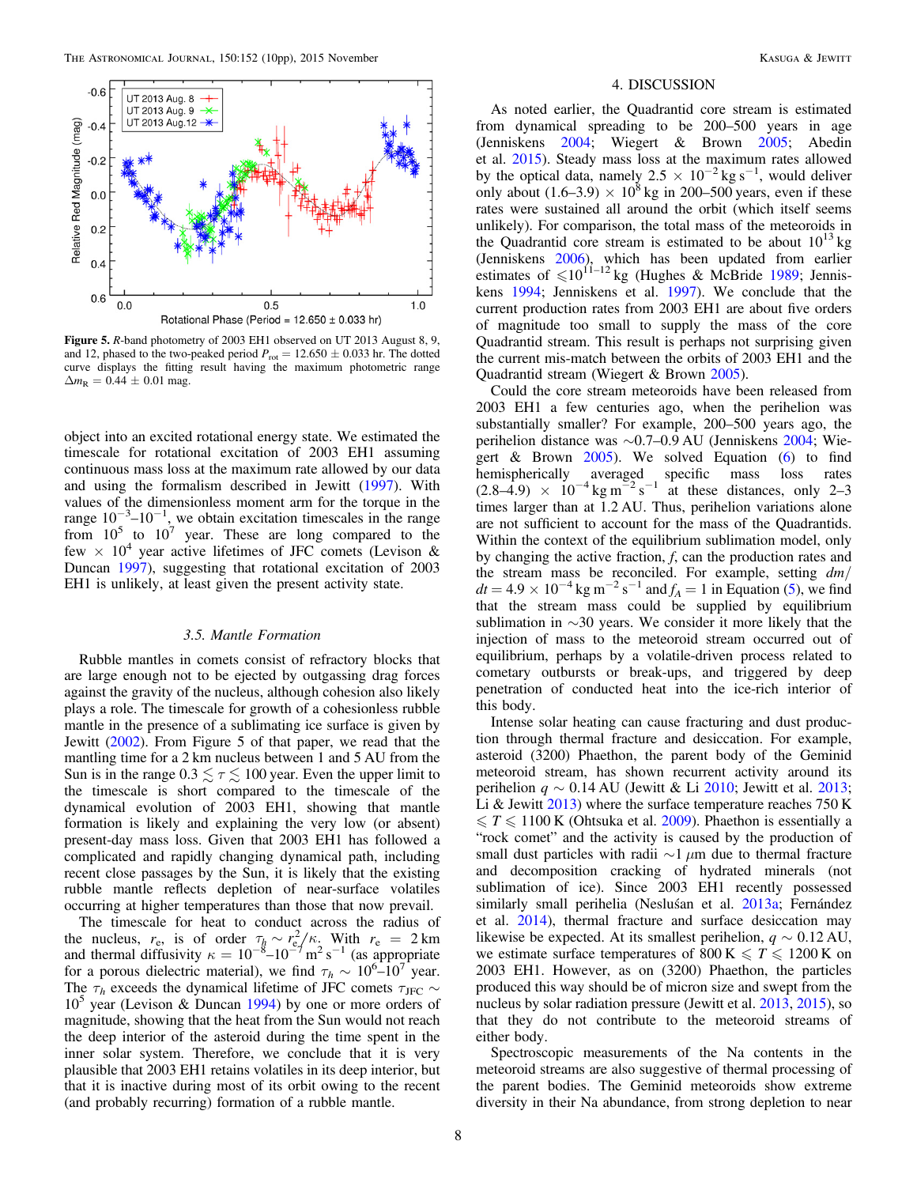**Figure 5.** *R*-band photometry of 2003 EH1 observed on UT 2013 August 8, 9, and 12, phased to the two-peaked period $P_{\rm rot} = 12.650 \pm 0.033$ hr. The dotted curve displays the fitting result having the maximum photometric range $\Delta m_{\rm R} = 0.44 \pm 0.01$ mag.

object into an excited rotational energy state. We estimated the timescale for rotational excitation of 2003 EH1 assuming continuous mass loss at the maximum rate allowed by our data and using the formalism described in Jewitt (1997). With values of the dimensionless moment arm for the torque in the range $10^{-3}$–$10^{-1}$, we obtain excitation timescales in the range from $10^5$ to $10^7$ year. These are long compared to the few $\times$ $10^4$ year active lifetimes of JFC comets (Levison & Duncan 1997), suggesting that rotational excitation of 2003 EH1 is unlikely, at least given the present activity state.

### 3.5. Mantle Formation

Rubble mantles in comets consist of refractory blocks that are large enough not to be ejected by outgassing drag forces against the gravity of the nucleus, although cohesion also likely plays a role. The timescale for growth of a cohesionless rubble mantle in the presence of a sublimating ice surface is given by Jewitt (2002). From Figure 5 of that paper, we read that the mantling time for a 2 km nucleus between 1 and 5 AU from the Sun is in the range $0.3 \lesssim \tau \lesssim 100$ year. Even the upper limit to the timescale is short compared to the timescale of the dynamical evolution of 2003 EH1, showing that mantle formation is likely and explaining the very low (or absent) present-day mass loss. Given that 2003 EH1 has followed a complicated and rapidly changing dynamical path, including recent close passages by the Sun, it is likely that the existing rubble mantle reflects depletion of near-surface volatiles occurring at higher temperatures than those that now prevail.

The timescale for heat to conduct across the radius of the nucleus, $r_e$, is of order $\tau_h \sim r_e^2/\kappa$. With $r_e = 2$ km and thermal diffusivity $\kappa = 10^{-8}$–$10^{-7}$ m$^2$ s$^{-1}$ (as appropriate for a porous dielectric material), we find $\tau_h \sim 10^6$–$10^7$ year. The $\tau_h$ exceeds the dynamical lifetime of JFC comets $\tau_{\rm JFC} \sim 10^5$ year (Levison & Duncan 1994) by one or more orders of magnitude, showing that the heat from the Sun would not reach the deep interior of the asteroid during the time spent in the inner solar system. Therefore, we conclude that it is very plausible that 2003 EH1 retains volatiles in its deep interior, but that it is inactive during most of its orbit owing to the recent (and probably recurring) formation of a rubble mantle.

## 4. DISCUSSION

As noted earlier, the Quadrantid core stream is estimated from dynamical spreading to be 200–500 years in age (Jenniskens 2004; Wiegert & Brown 2005; Abedin et al. 2015). Steady mass loss at the maximum rates allowed by the optical data, namely $2.5 \times 10^{-2}$ kg s$^{-1}$, would deliver only about $(1.6$–$3.9) \times 10^8$ kg in 200–500 years, even if these rates were sustained all around the orbit (which itself seems unlikely). For comparison, the total mass of the meteoroids in the Quadrantid core stream is estimated to be about $10^{13}$ kg (Jenniskens 2006), which has been updated from earlier estimates of $\leqslant 10^{11-12}$ kg (Hughes & McBride 1989; Jenniskens 1994; Jenniskens et al. 1997). We conclude that the current production rates from 2003 EH1 are about five orders of magnitude too small to supply the mass of the core Quadrantid stream. This result is perhaps not surprising given the current mis-match between the orbits of 2003 EH1 and the Quadrantid stream (Wiegert & Brown 2005).

Could the core stream meteoroids have been released from 2003 EH1 a few centuries ago, when the perihelion was substantially smaller? For example, 200–500 years ago, the perihelion distance was ∼0.7–0.9 AU (Jenniskens 2004; Wiegert & Brown 2005). We solved Equation (6) to find hemispherically averaged specific mass loss rates $(2.8$–$4.9) \times 10^{-4}$ kg m$^{-2}$ s$^{-1}$ at these distances, only 2–3 times larger than at 1.2 AU. Thus, perihelion variations alone are not sufficient to account for the mass of the Quadrantids. Within the context of the equilibrium sublimation model, only by changing the active fraction, $f$, can the production rates and the stream mass be reconciled. For example, setting $dm/dt = 4.9 \times 10^{-4}$ kg m$^{-2}$ s$^{-1}$ and $f_A = 1$ in Equation (5), we find that the stream mass could be supplied by equilibrium sublimation in ∼30 years. We consider it more likely that the injection of mass to the meteoroid stream occurred out of equilibrium, perhaps by a volatile-driven process related to cometary outbursts or break-ups, and triggered by deep penetration of conducted heat into the ice-rich interior of this body.

Intense solar heating can cause fracturing and dust production through thermal fracture and desiccation. For example, asteroid (3200) Phaethon, the parent body of the Geminid meteoroid stream, has shown recurrent activity around its perihelion $q \sim 0.14$ AU (Jewitt & Li 2010; Jewitt et al. 2013; Li & Jewitt 2013) where the surface temperature reaches 750 K $\leqslant T \leqslant$ 1100 K (Ohtsuka et al. 2009). Phaethon is essentially a "rock comet" and the activity is caused by the production of small dust particles with radii ∼1 $\mu$m due to thermal fracture and decomposition cracking of hydrated minerals (not sublimation of ice). Since 2003 EH1 recently possessed similarly small perihelia (Neslušan et al. 2013a; Fernández et al. 2014), thermal fracture and surface desiccation may likewise be expected. At its smallest perihelion, $q \sim 0.12$ AU, we estimate surface temperatures of 800 K $\leqslant T \leqslant$ 1200 K on 2003 EH1. However, as on (3200) Phaethon, the particles produced this way should be of micron size and swept from the nucleus by solar radiation pressure (Jewitt et al. 2013, 2015), so that they do not contribute to the meteoroid streams of either body.

Spectroscopic measurements of the Na contents in the meteoroid streams are also suggestive of thermal processing of the parent bodies. The Geminid meteoroids show extreme diversity in their Na abundance, from strong depletion to near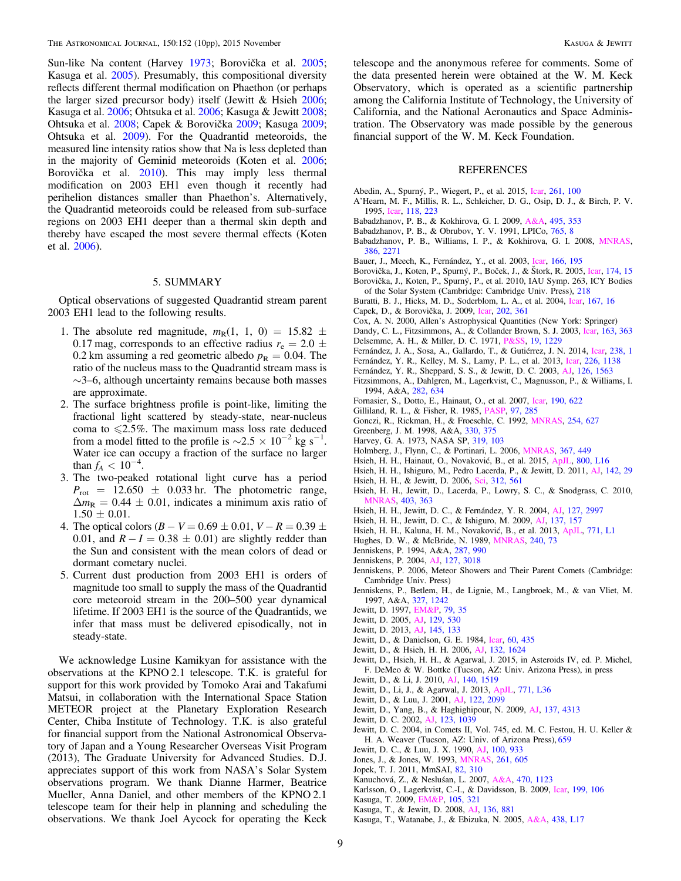Sun-like Na content (Harvey 1973; Borovička et al. 2005; Kasuga et al. 2005). Presumably, this compositional diversity reflects different thermal modification on Phaethon (or perhaps the larger sized precursor body) itself (Jewitt & Hsieh 2006; Kasuga et al. 2006; Ohtsuka et al. 2006; Kasuga & Jewitt 2008; Ohtsuka et al. 2008; Capek & Borovička 2009; Kasuga 2009; Ohtsuka et al. 2009). For the Quadrantid meteoroids, the measured line intensity ratios show that Na is less depleted than in the majority of Geminid meteoroids (Koten et al. 2006; Borovička et al. 2010). This may imply less thermal modification on 2003 EH1 even though it recently had perihelion distances smaller than Phaethon's. Alternatively, the Quadrantid meteoroids could be released from sub-surface regions on 2003 EH1 deeper than a thermal skin depth and thereby have escaped the most severe thermal effects (Koten et al. 2006).

## 5. SUMMARY

Optical observations of suggested Quadrantid stream parent 2003 EH1 lead to the following results.

1. The absolute red magnitude, $m_R(1, 1, 0) = 15.82 \pm 0.17$ mag, corresponds to an effective radius $r_e = 2.0 \pm 0.2$ km assuming a red geometric albedo $p_R = 0.04$. The ratio of the nucleus mass to the Quadrantid stream mass is ~3–6, although uncertainty remains because both masses are approximate.
2. The surface brightness profile is point-like, limiting the fractional light scattered by steady-state, near-nucleus coma to $\leqslant 2.5\%$. The maximum mass loss rate deduced from a model fitted to the profile is $\sim 2.5 \times 10^{-2}$ kg s$^{-1}$. Water ice can occupy a fraction of the surface no larger than $f_A < 10^{-4}$.
3. The two-peaked rotational light curve has a period $P_{rot} = 12.650 \pm 0.033$ hr. The photometric range, $\Delta m_R = 0.44 \pm 0.01$, indicates a minimum axis ratio of $1.50 \pm 0.01$.
4. The optical colors ($B - V = 0.69 \pm 0.01$, $V - R = 0.39 \pm 0.01$, and $R - I = 0.38 \pm 0.01$) are slightly redder than the Sun and consistent with the mean colors of dead or dormant cometary nuclei.
5. Current dust production from 2003 EH1 is orders of magnitude too small to supply the mass of the Quadrantid core meteoroid stream in the 200–500 year dynamical lifetime. If 2003 EH1 is the source of the Quadrantids, we infer that mass must be delivered episodically, not in steady-state.

We acknowledge Lusine Kamikyan for assistance with the observations at the KPNO 2.1 telescope. T.K. is grateful for support for this work provided by Tomoko Arai and Takafumi Matsui, in collaboration with the International Space Station METEOR project at the Planetary Exploration Research Center, Chiba Institute of Technology. T.K. is also grateful for financial support from the National Astronomical Observatory of Japan and a Young Researcher Overseas Visit Program (2013), The Graduate University for Advanced Studies. D.J. appreciates support of this work from NASA's Solar System observations program. We thank Dianne Harmer, Beatrice Mueller, Anna Daniel, and other members of the KPNO 2.1 telescope team for their help in planning and scheduling the observations. We thank Joel Aycock for operating the Keck telescope and the anonymous referee for comments. Some of the data presented herein were obtained at the W. M. Keck Observatory, which is operated as a scientific partnership among the California Institute of Technology, the University of California, and the National Aeronautics and Space Administration. The Observatory was made possible by the generous financial support of the W. M. Keck Foundation.

## REFERENCES

Abedin, A., Spurný, P., Wiegert, P., et al. 2015, Icar, 261, 100
A'Hearn, M. F., Millis, R. L., Schleicher, D. G., Osip, D. J., & Birch, P. V. 1995, Icar, 118, 223
Babadzhanov, P. B., & Kokhirova, G. I. 2009, A&A, 495, 353
Babadzhanov, P. B., & Obrubov, Y. V. 1991, LPICo, 765, 8
Babadzhanov, P. B., Williams, I. P., & Kokhirova, G. I. 2008, MNRAS, 386, 2271
Bauer, J., Meech, K., Fernández, Y., et al. 2003, Icar, 166, 195
Borovička, J., Koten, P., Spurný, P., Boček, J., & Štork, R. 2005, Icar, 174, 15
Borovička, J., Koten, P., Spurný, P., et al. 2010, IAU Symp. 263, ICY Bodies of the Solar System (Cambridge: Cambridge Univ. Press), 218
Buratti, B. J., Hicks, M. D., Soderblom, L. A., et al. 2004, Icar, 167, 16
Capek, D., & Borovička, J. 2009, Icar, 202, 361
Cox, A. N. 2000, Allen's Astrophysical Quantities (New York: Springer)
Dandy, C. L., Fitzsimmons, A., & Collander Brown, S. J. 2003, Icar, 163, 363
Delsemme, A. H., & Miller, D. C. 1971, P&SS, 19, 1229
Fernández, J. A., Sosa, A., Gallardo, T., & Gutiérrez, J. N. 2014, Icar, 238, 1
Fernández, Y. R., Kelley, M. S., Lamy, P. L., et al. 2013, Icar, 226, 1138
Fernández, Y. R., Sheppard, S. S., & Jewitt, D. C. 2003, AJ, 126, 1563
Fitzsimmons, A., Dahlgren, M., Lagerkvist, C., Magnusson, P., & Williams, I. 1994, A&A, 282, 634
Fornasier, S., Dotto, E., Hainaut, O., et al. 2007, Icar, 190, 622
Gilliland, R. L., & Fisher, R. 1985, PASP, 97, 285
Gonczi, R., Rickman, H., & Froeschle, C. 1992, MNRAS, 254, 627
Greenberg, J. M. 1998, A&A, 330, 375
Harvey, G. A. 1973, NASA SP, 319, 103
Holmberg, J., Flynn, C., & Portinari, L. 2006, MNRAS, 367, 449
Hsieh, H. H., Hainaut, O., Novaković, B., et al. 2015, ApJL, 800, L16
Hsieh, H. H., Ishiguro, M., Pedro Lacerda, P., & Jewitt, D. 2011, AJ, 142, 29
Hsieh, H. H., & Jewitt, D. 2006, Sci, 312, 561
Hsieh, H. H., Jewitt, D., Lacerda, P., Lowry, S. C., & Snodgrass, C. 2010, MNRAS, 403, 363
Hsieh, H. H., Jewitt, D. C., & Fernández, Y. R. 2004, AJ, 127, 2997
Hsieh, H. H., Jewitt, D. C., & Ishiguro, M. 2009, AJ, 137, 157
Hsieh, H. H., Kaluna, H. M., Novaković, B., et al. 2013, ApJL, 771, L1
Hughes, D. W., & McBride, N. 1989, MNRAS, 240, 73
Jenniskens, P. 1994, A&A, 287, 990
Jenniskens, P. 2004, AJ, 127, 3018
Jenniskens, P. 2006, Meteor Showers and Their Parent Comets (Cambridge: Cambridge Univ. Press)
Jenniskens, P., Betlem, H., de Lignie, M., Langbroek, M., & van Vliet, M. 1997, A&A, 327, 1242
Jewitt, D. 1997, EM&P, 79, 35
Jewitt, D. 2005, AJ, 129, 530
Jewitt, D. 2013, AJ, 145, 133
Jewitt, D., & Danielson, G. E. 1984, Icar, 60, 435
Jewitt, D., & Hsieh, H. H. 2006, AJ, 132, 1624
Jewitt, D., Hsieh, H. H., & Agarwal, J. 2015, in Asteroids IV, ed. P. Michel, F. DeMeo & W. Bottke (Tucson, AZ: Univ. Arizona Press), in press
Jewitt, D., & Li, J. 2010, AJ, 140, 1519
Jewitt, D., Li, J., & Agarwal, J. 2013, ApJL, 771, L36
Jewitt, D., & Luu, J. 2001, AJ, 122, 2099
Jewitt, D., Yang, B., & Haghighipour, N. 2009, AJ, 137, 4313
Jewitt, D. C. 2002, AJ, 123, 1039
Jewitt, D. C. 2004, in Comets II, Vol. 745, ed. M. C. Festou, H. U. Keller & H. A. Weaver (Tucson, AZ: Univ. of Arizona Press), 659
Jewitt, D. C., & Luu, J. X. 1990, AJ, 100, 933
Jones, J., & Jones, W. 1993, MNRAS, 261, 605
Jopek, T. J. 2011, MmSAI, 82, 310
Kanuchová, Z., & Neslušan, L. 2007, A&A, 470, 1123
Karlsson, O., Lagerkvist, C.-I., & Davidsson, B. 2009, Icar, 199, 106
Kasuga, T. 2009, EM&P, 105, 321
Kasuga, T., & Jewitt, D. 2008, AJ, 136, 881
Kasuga, T., Watanabe, J., & Ebizuka, N. 2005, A&A, 438, L17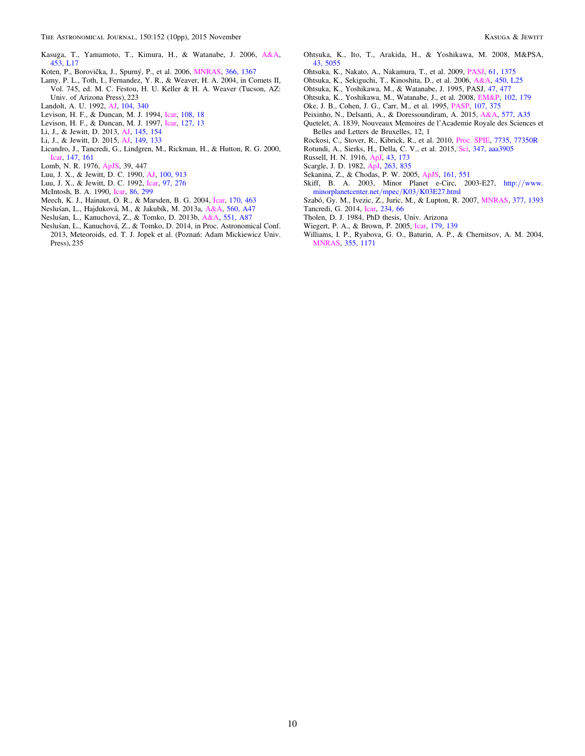Kasuga, T., Yamamoto, T., Kimura, H., & Watanabe, J. 2006, A&A, 453, L17

Koten, P., Borovička, J., Spurný, P., et al. 2006, MNRAS, 366, 1367

Lamy, P. L., Toth, I., Fernandez, Y. R., & Weaver, H. A. 2004, in Comets II, Vol. 745, ed. M. C. Festou, H. U. Keller & H. A. Weaver (Tucson, AZ: Univ. of Arizona Press), 223

Landolt, A. U. 1992, AJ, 104, 340

Levison, H. F., & Duncan, M. J. 1994, Icar, 108, 18

Levison, H. F., & Duncan, M. J. 1997, Icar, 127, 13

Li, J., & Jewitt, D. 2013, AJ, 145, 154

Li, J., & Jewitt, D. 2015, AJ, 149, 133

Licandro, J., Tancredi, G., Lindgren, M., Rickman, H., & Hutton, R. G. 2000, Icar, 147, 161

Lomb, N. R. 1976, ApJS, 39, 447

Luu, J. X., & Jewitt, D. C. 1990, AJ, 100, 913

Luu, J. X., & Jewitt, D. C. 1992, Icar, 97, 276

McIntosh, B. A. 1990, Icar, 86, 299

Meech, K. J., Hainaut, O. R., & Marsden, B. G. 2004, Icar, 170, 463

Neslušan, L., Hajduková, M., & Jakubík, M. 2013a, A&A, 560, A47

Neslušan, L., Kanuchová, Z., & Tomko, D. 2013b, A&A, 551, A87

Neslušan, L., Kanuchová, Z., & Tomko, D. 2014, in Proc. Astronomical Conf. 2013, Meteoroids, ed. T. J. Jopek et al. (Poznań: Adam Mickiewicz Univ. Press), 235

Ohtsuka, K., Ito, T., Arakida, H., & Yoshikawa, M. 2008, M&PSA, 43, 5055

Ohtsuka, K., Nakato, A., Nakamura, T., et al. 2009, PASJ, 61, 1375

Ohtsuka, K., Sekiguchi, T., Kinoshita, D., et al. 2006, A&A, 450, L25

Ohtsuka, K., Yoshikawa, M., & Watanabe, J. 1995, PASJ, 47, 477

Ohtsuka, K., Yoshikawa, M., Watanabe, J., et al. 2008, EM&P, 102, 179

Oke, J. B., Cohen, J. G., Carr, M., et al. 1995, PASP, 107, 375

Peixinho, N., Delsanti, A., & Doressoundiram, A. 2015, A&A, 577, A35

Quetelet, A. 1839, Nouveaux Memoires de l'Academie Royale des Sciences et Belles and Letters de Bruxelles, 12, 1

Rockosi, C., Stover, R., Kibrick, R., et al. 2010, Proc. SPIE, 7735, 77350R

Rotundi, A., Sierks, H., Della, C. V., et al. 2015, Sci, 347, aaa3905

Russell, H. N. 1916, ApJ, 43, 173

Scargle, J. D. 1982, ApJ, 263, 835

Sekanina, Z., & Chodas, P. W. 2005, ApJS, 161, 551

Skiff, B. A. 2003, Minor Planet e-Circ, 2003-E27, http://www.minorplanetcenter.net/mpec/K03/K03E27.html

Szabó, Gy. M., Ivezic, Z., Juric, M., & Lupton, R. 2007, MNRAS, 377, 1393

Tancredi, G. 2014, Icar, 234, 66

Tholen, D. J. 1984, PhD thesis, Univ. Arizona

Wiegert, P. A., & Brown, P. 2005, Icar, 179, 139

Williams, I. P., Ryabova, G. O., Baturin, A. P., & Chernitsov, A. M. 2004, MNRAS, 355, 1171